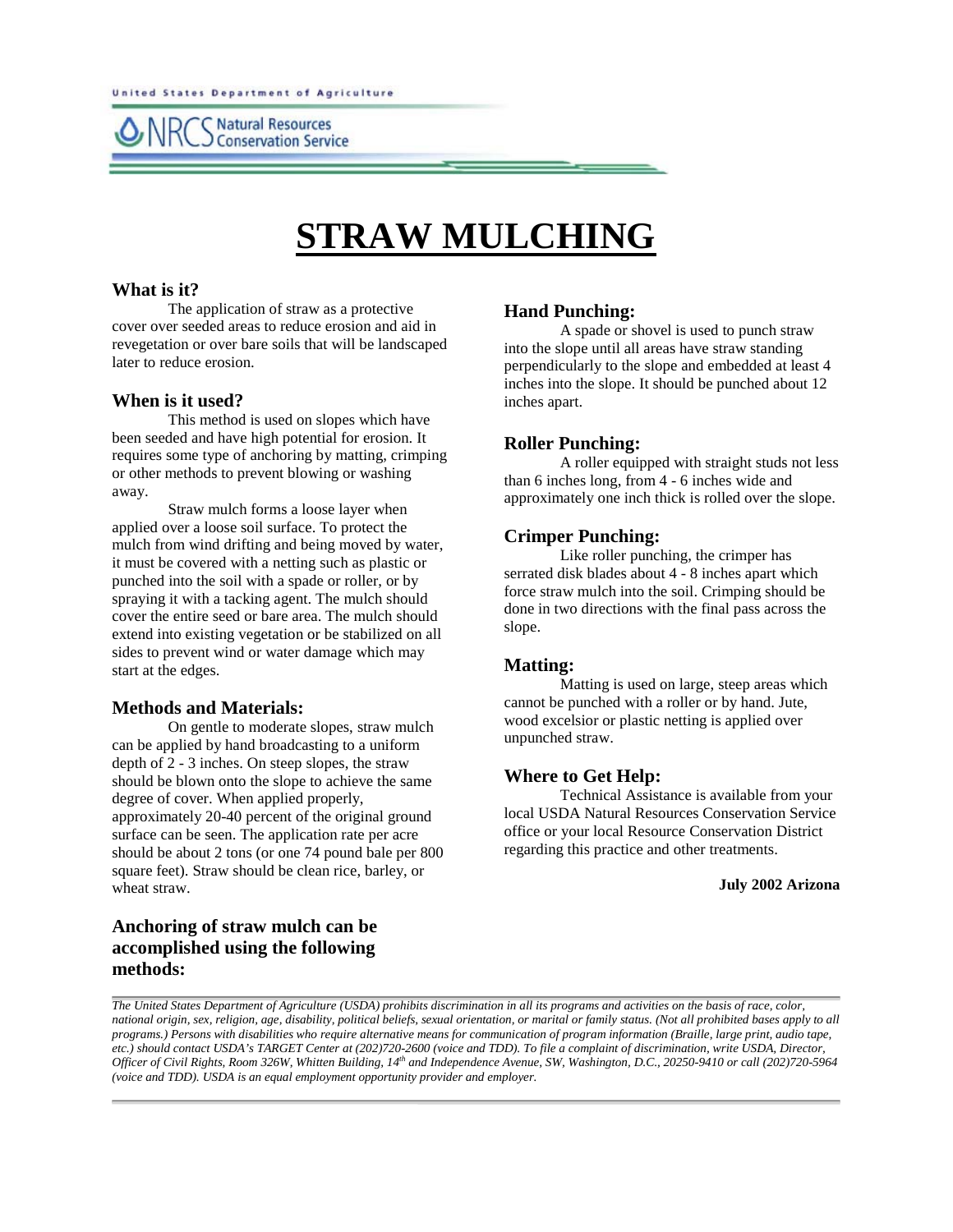United States Department of Agriculture

NRCS Natural Resources Conservation Service

# STRAW MULCHING

### What is it?

The application of straw as a protective cover over seeded areas to reduce erosion and aid in revegetation or over bare soils that will be landscaped later to reduce erosion.

### When is it used?

This method is used on slopes which have been seeded and have high potential for erosion. It requires some type of anchoring by matting, crimping or other methods to prevent blowing or washing away.

Straw mulch forms a loose layer when applied over a loose soil surface. To protect the mulch from wind drifting and being moved by water, it must be covered with a netting such as plastic or punched into the soil with a spade or roller, or by spraying it with a tacking agent. The mulch should cover the entire seed or bare area. The mulch should extend into existing vegetation or be stabilized on all sides to prevent wind or water damage which may start at the edges.

### Methods and Materials:

On gentle to moderate slopes, straw mulch can be applied by hand broadcasting to a uniform depth of 2 - 3 inches. On steep slopes, the straw should be blown onto the slope to achieve the same degree of cover. When applied properly, approximately 20-40 percent of the original ground surface can be seen. The application rate per acre should be about 2 tons (or one 74 pound bale per 800 square feet). Straw should be clean rice, barley, or wheat straw.

### Anchoring of straw mulch can be accomplished using the following methods:

### Hand Punching:

A spade or shovel is used to punch straw into the slope until all areas have straw standing perpendicularly to the slope and embedded at least 4 inches into the slope. It should be punched about 12 inches apart.

### Roller Punching:

A roller equipped with straight studs not less than 6 inches long, from 4 - 6 inches wide and approximately one inch thick is rolled over the slope.

### Crimper Punching:

Like roller punching, the crimper has serrated disk blades about 4 - 8 inches apart which force straw mulch into the soil. Crimping should be done in two directions with the final pass across the slope.

### Matting:

Matting is used on large, steep areas which cannot be punched with a roller or by hand. Jute, wood excelsior or plastic netting is applied over unpunched straw.

### Where to Get Help:

Technical Assistance is available from your local USDA Natural Resources Conservation Service office or your local Resource Conservation District regarding this practice and other treatments.

**July 2002 Arizona**

*The United States Department of Agriculture (USDA) prohibits discrimination in all its programs and activities on the basis of race, color, national origin, sex, religion, age, disability, political beliefs, sexual orientation, or marital or family status. (Not all prohibited bases apply to all programs.) Persons with disabilities who require alternative means for communication of program information (Braille, large print, audio tape, etc.) should contact USDA's TARGET Center at (202)720-2600 (voice and TDD). To file a complaint of discrimination, write USDA, Director, Officer of Civil Rights, Room 326W, Whitten Building, 14th and Independence Avenue, SW, Washington, D.C., 20250-9410 or call (202)720-5964 (voice and TDD). USDA is an equal employment opportunity provider and employer.*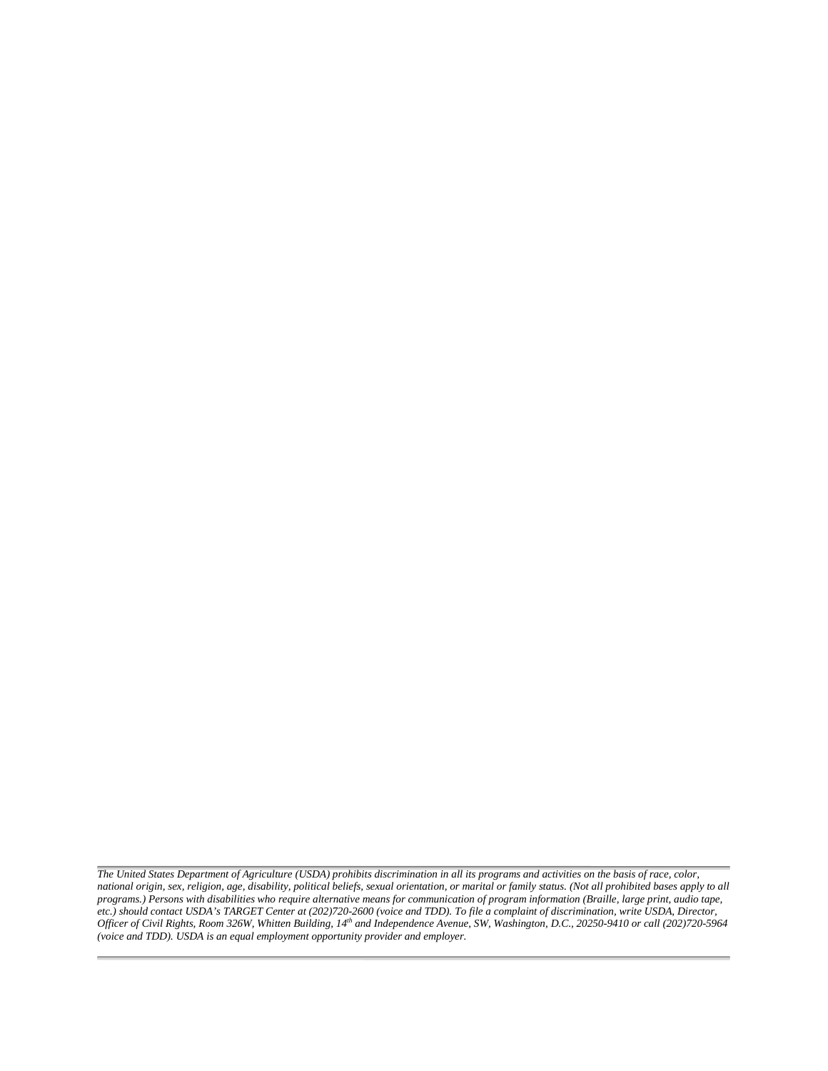*The United States Department of Agriculture (USDA) prohibits discrimination in all its programs and activities on the basis of race, color, national origin, sex, religion, age, disability, political beliefs, sexual orientation, or marital or family status. (Not all prohibited bases apply to all programs.) Persons with disabilities who require alternative means for communication of program information (Braille, large print, audio tape, etc.) should contact USDA's TARGET Center at (202)720-2600 (voice and TDD). To file a complaint of discrimination, write USDA, Director, Officer of Civil Rights, Room 326W, Whitten Building, 14th and Independence Avenue, SW, Washington, D.C., 20250-9410 or call (202)720-5964 (voice and TDD). USDA is an equal employment opportunity provider and employer.*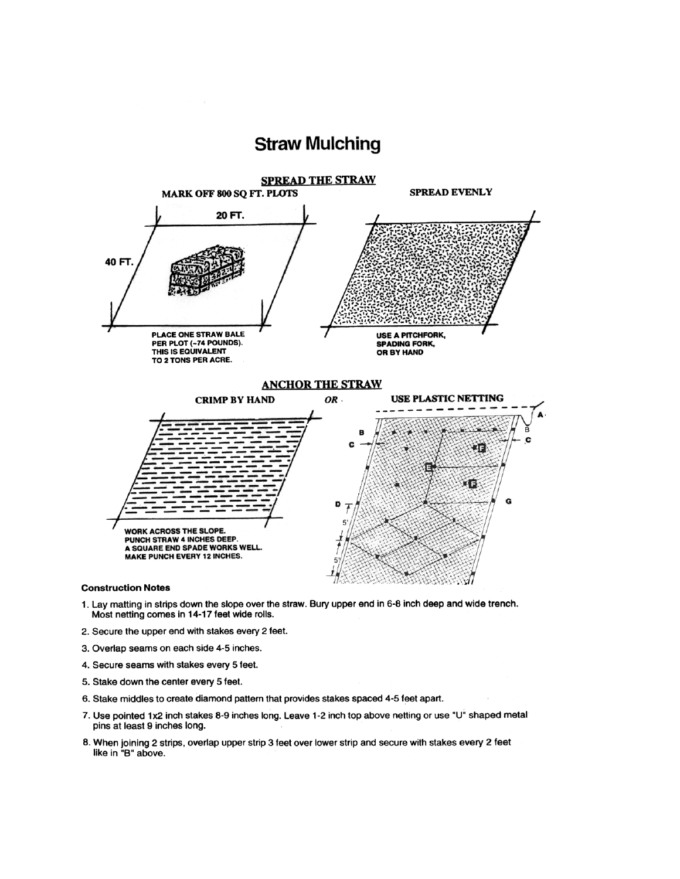# Straw Mulching

## SPREAD THE STRAW

**MARK OFF 800 SQ FT. PLOTS**

20 FT.

40 FT.

PLACE ONE STRAW BALE PER PLOT (~74 POUNDS). THIS IS EQUIVALENT TO 2 TONS PER ACRE.

**SPREAD EVENLY**

USE A PITCHFORK, SPADING FORK, OR BY HAND

## ANCHOR THE STRAW

**CRIMP BY HAND** *OR* **USE PLASTIC NETTING**

WORK ACROSS THE SLOPE. PUNCH STRAW 4 INCHES DEEP. A SQUARE END SPADE WORKS WELL. MAKE PUNCH EVERY 12 INCHES.

A

B

C

D

E

F

G

5'

**Construction Notes**

1. Lay matting in strips down the slope over the straw. Bury upper end in 6-8 inch deep and wide trench. Most netting comes in 14-17 feet wide rolls.
2. Secure the upper end with stakes every 2 feet.
3. Overlap seams on each side 4-5 inches.
4. Secure seams with stakes every 5 feet.
5. Stake down the center every 5 feet.
6. Stake middles to create diamond pattern that provides stakes spaced 4-5 feet apart.
7. Use pointed 1x2 inch stakes 8-9 inches long. Leave 1-2 inch top above netting or use "U" shaped metal pins at least 9 inches long.
8. When joining 2 strips, overlap upper strip 3 feet over lower strip and secure with stakes every 2 feet like in "B" above.